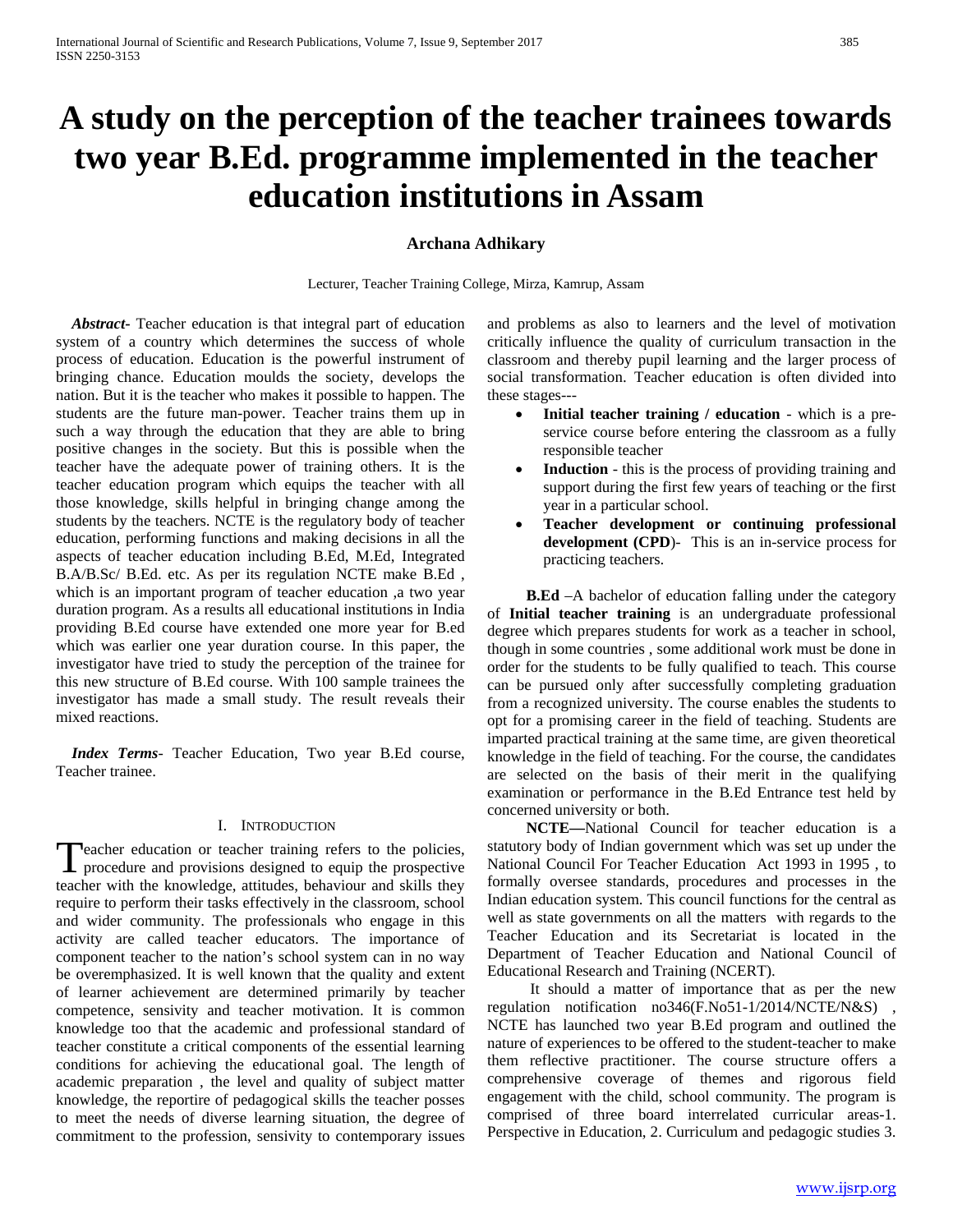# A study on the perception of the teacher trainees towards two year B.Ed. programme implemented in the teacher education institutions in Assam

**Archana Adhikary**

Lecturer, Teacher Training College, Mirza, Kamrup, Assam

***Abstract***- Teacher education is that integral part of education system of a country which determines the success of whole process of education. Education is the powerful instrument of bringing chance. Education moulds the society, develops the nation. But it is the teacher who makes it possible to happen. The students are the future man-power. Teacher trains them up in such a way through the education that they are able to bring positive changes in the society. But this is possible when the teacher have the adequate power of training others. It is the teacher education program which equips the teacher with all those knowledge, skills helpful in bringing change among the students by the teachers. NCTE is the regulatory body of teacher education, performing functions and making decisions in all the aspects of teacher education including B.Ed, M.Ed, Integrated B.A/B.Sc/ B.Ed. etc. As per its regulation NCTE make B.Ed , which is an important program of teacher education ,a two year duration program. As a results all educational institutions in India providing B.Ed course have extended one more year for B.ed which was earlier one year duration course. In this paper, the investigator have tried to study the perception of the trainee for this new structure of B.Ed course. With 100 sample trainees the investigator has made a small study. The result reveals their mixed reactions.

***Index Terms***- Teacher Education, Two year B.Ed course, Teacher trainee.

## I. Introduction

Teacher education or teacher training refers to the policies, procedure and provisions designed to equip the prospective teacher with the knowledge, attitudes, behaviour and skills they require to perform their tasks effectively in the classroom, school and wider community. The professionals who engage in this activity are called teacher educators. The importance of component teacher to the nation's school system can in no way be overemphasized. It is well known that the quality and extent of learner achievement are determined primarily by teacher competence, sensivity and teacher motivation. It is common knowledge too that the academic and professional standard of teacher constitute a critical components of the essential learning conditions for achieving the educational goal. The length of academic preparation , the level and quality of subject matter knowledge, the reportire of pedagogical skills the teacher posses to meet the needs of diverse learning situation, the degree of commitment to the profession, sensivity to contemporary issues and problems as also to learners and the level of motivation critically influence the quality of curriculum transaction in the classroom and thereby pupil learning and the larger process of social transformation. Teacher education is often divided into these stages---

- **Initial teacher training / education** - which is a pre-service course before entering the classroom as a fully responsible teacher
- **Induction** - this is the process of providing training and support during the first few years of teaching or the first year in a particular school.
- **Teacher development or continuing professional development (CPD)**- This is an in-service process for practicing teachers.

**B.Ed** –A bachelor of education falling under the category of **Initial teacher training** is an undergraduate professional degree which prepares students for work as a teacher in school, though in some countries , some additional work must be done in order for the students to be fully qualified to teach. This course can be pursued only after successfully completing graduation from a recognized university. The course enables the students to opt for a promising career in the field of teaching. Students are imparted practical training at the same time, are given theoretical knowledge in the field of teaching. For the course, the candidates are selected on the basis of their merit in the qualifying examination or performance in the B.Ed Entrance test held by concerned university or both.

**NCTE—**National Council for teacher education is a statutory body of Indian government which was set up under the National Council For Teacher Education Act 1993 in 1995 , to formally oversee standards, procedures and processes in the Indian education system. This council functions for the central as well as state governments on all the matters with regards to the Teacher Education and its Secretariat is located in the Department of Teacher Education and National Council of Educational Research and Training (NCERT).

It should a matter of importance that as per the new regulation notification no346(F.No51-1/2014/NCTE/N&S) , NCTE has launched two year B.Ed program and outlined the nature of experiences to be offered to the student-teacher to make them reflective practitioner. The course structure offers a comprehensive coverage of themes and rigorous field engagement with the child, school community. The program is comprised of three board interrelated curricular areas-1. Perspective in Education, 2. Curriculum and pedagogic studies 3.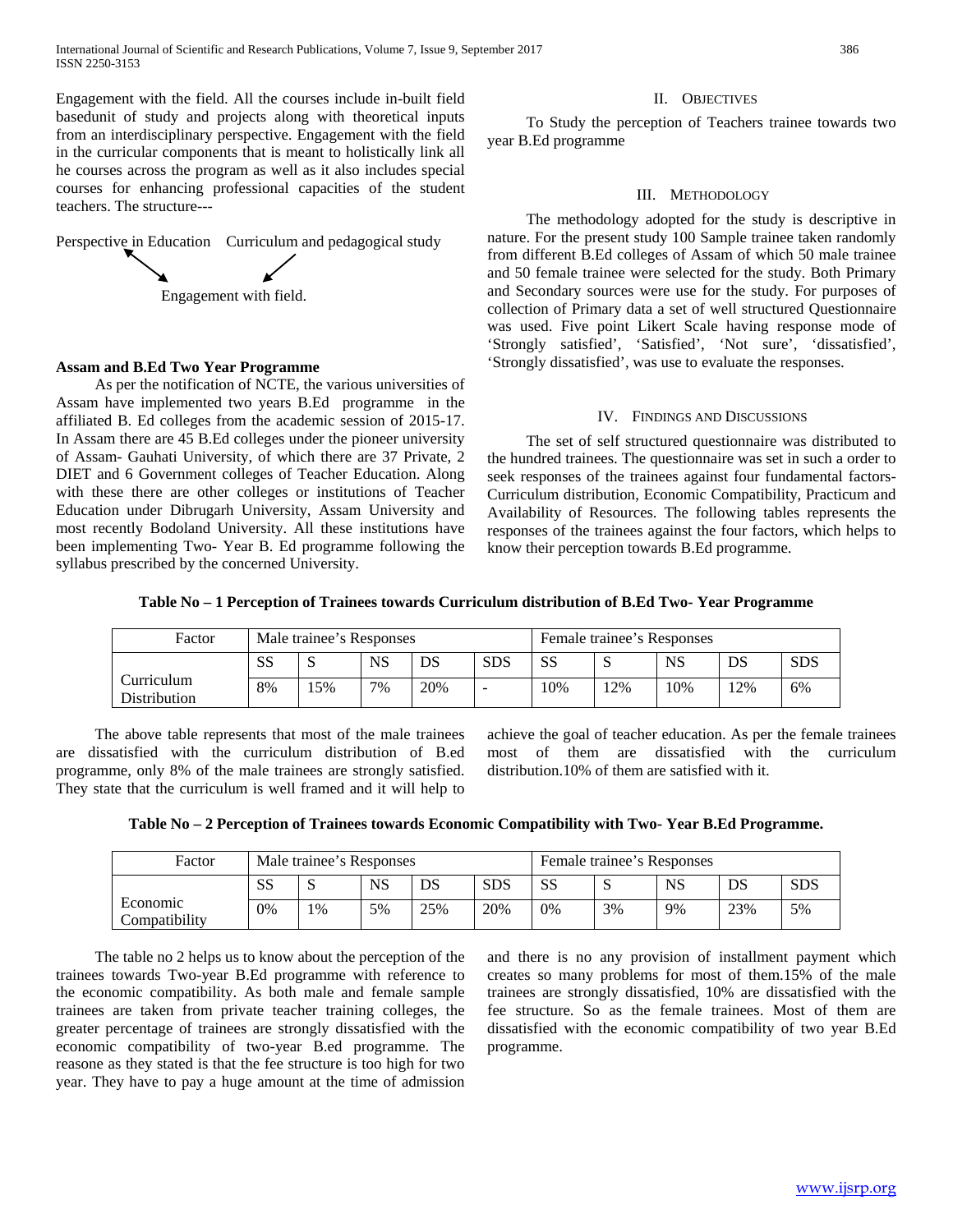Engagement with the field. All the courses include in-built field basedunit of study and projects along with theoretical inputs from an interdisciplinary perspective. Engagement with the field in the curricular components that is meant to holistically link all he courses across the program as well as it also includes special courses for enhancing professional capacities of the student teachers. The structure---

Perspective in Education    Curriculum and pedagogical study

Engagement with field.

**Assam and B.Ed Two Year Programme**

As per the notification of NCTE, the various universities of Assam have implemented two years B.Ed programme in the affiliated B. Ed colleges from the academic session of 2015-17. In Assam there are 45 B.Ed colleges under the pioneer university of Assam- Gauhati University, of which there are 37 Private, 2 DIET and 6 Government colleges of Teacher Education. Along with these there are other colleges or institutions of Teacher Education under Dibrugarh University, Assam University and most recently Bodoland University. All these institutions have been implementing Two- Year B. Ed programme following the syllabus prescribed by the concerned University.

## II. Objectives

To Study the perception of Teachers trainee towards two year B.Ed programme

## III. Methodology

The methodology adopted for the study is descriptive in nature. For the present study 100 Sample trainee taken randomly from different B.Ed colleges of Assam of which 50 male trainee and 50 female trainee were selected for the study. Both Primary and Secondary sources were use for the study. For purposes of collection of Primary data a set of well structured Questionnaire was used. Five point Likert Scale having response mode of 'Strongly satisfied', 'Satisfied', 'Not sure', 'dissatisfied', 'Strongly dissatisfied', was use to evaluate the responses.

## IV. Findings and Discussions

The set of self structured questionnaire was distributed to the hundred trainees. The questionnaire was set in such a order to seek responses of the trainees against four fundamental factors-Curriculum distribution, Economic Compatibility, Practicum and Availability of Resources. The following tables represents the responses of the trainees against the four factors, which helps to know their perception towards B.Ed programme.

**Table No – 1 Perception of Trainees towards Curriculum distribution of B.Ed Two- Year Programme**

| Factor | Male trainee's Responses | | | | | Female trainee's Responses | | | | |
|---|---|---|---|---|---|---|---|---|---|---|
| | SS | S | NS | DS | SDS | SS | S | NS | DS | SDS |
| Curriculum Distribution | 8% | 15% | 7% | 20% | - | 10% | 12% | 10% | 12% | 6% |

The above table represents that most of the male trainees are dissatisfied with the curriculum distribution of B.ed programme, only 8% of the male trainees are strongly satisfied. They state that the curriculum is well framed and it will help to achieve the goal of teacher education. As per the female trainees most of them are dissatisfied with the curriculum distribution.10% of them are satisfied with it.

**Table No – 2 Perception of Trainees towards Economic Compatibility with Two- Year B.Ed Programme.**

| Factor | Male trainee's Responses | | | | | Female trainee's Responses | | | | |
|---|---|---|---|---|---|---|---|---|---|---|
| | SS | S | NS | DS | SDS | SS | S | NS | DS | SDS |
| Economic Compatibility | 0% | 1% | 5% | 25% | 20% | 0% | 3% | 9% | 23% | 5% |

The table no 2 helps us to know about the perception of the trainees towards Two-year B.Ed programme with reference to the economic compatibility. As both male and female sample trainees are taken from private teacher training colleges, the greater percentage of trainees are strongly dissatisfied with the economic compatibility of two-year B.ed programme. The reason as they stated is that the fee structure is too high for two year. They have to pay a huge amount at the time of admission and there is no any provision of installment payment which creates so many problems for most of them.15% of the male trainees are strongly dissatisfied, 10% are dissatisfied with the fee structure. So as the female trainees. Most of them are dissatisfied with the economic compatibility of two year B.Ed programme.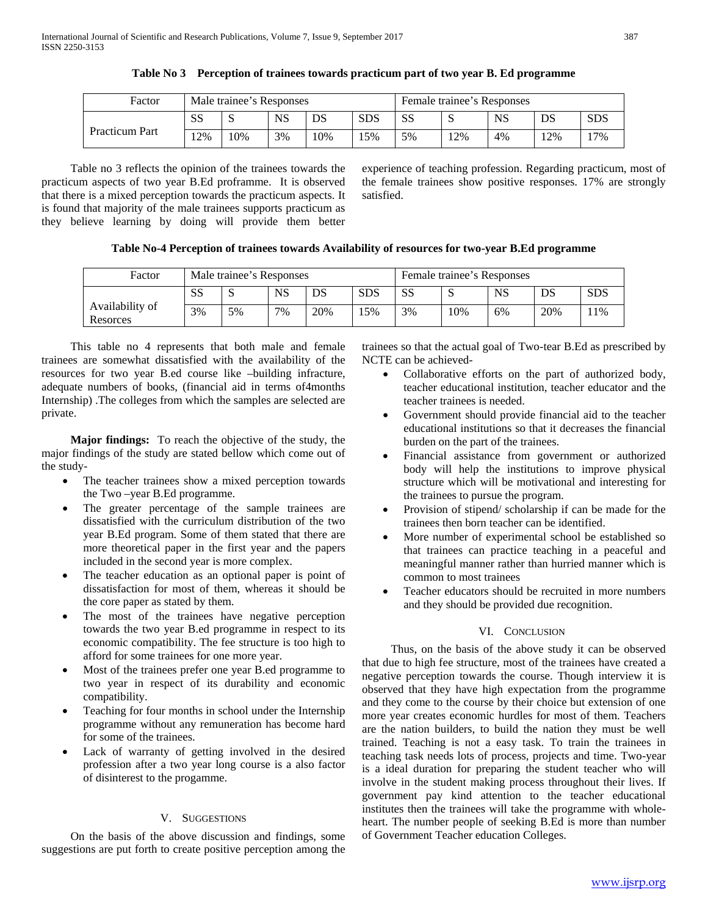**Table No 3 Perception of trainees towards practicum part of two year B. Ed programme**

| Factor | Male trainee's Responses | | | | | Female trainee's Responses | | | | |
|---|---|---|---|---|---|---|---|---|---|---|
| | SS | S | NS | DS | SDS | SS | S | NS | DS | SDS |
| Practicum Part | 12% | 10% | 3% | 10% | 15% | 5% | 12% | 4% | 12% | 17% |

Table no 3 reflects the opinion of the trainees towards the practicum aspects of two year B.Ed proframme. It is observed that there is a mixed perception towards the practicum aspects. It is found that majority of the male trainees supports practicum as they believe learning by doing will provide them better experience of teaching profession. Regarding practicum, most of the female trainees show positive responses. 17% are strongly satisfied.

**Table No-4 Perception of trainees towards Availability of resources for two-year B.Ed programme**

| Factor | Male trainee's Responses | | | | | Female trainee's Responses | | | | |
|---|---|---|---|---|---|---|---|---|---|---|
| | SS | S | NS | DS | SDS | SS | S | NS | DS | SDS |
| Availability of Resorces | 3% | 5% | 7% | 20% | 15% | 3% | 10% | 6% | 20% | 11% |

This table no 4 represents that both male and female trainees are somewhat dissatisfied with the availability of the resources for two year B.ed course like –building infracture, adequate numbers of books, (financial aid in terms of4months Internship) .The colleges from which the samples are selected are private.

**Major findings:** To reach the objective of the study, the major findings of the study are stated bellow which come out of the study-

- The teacher trainees show a mixed perception towards the Two –year B.Ed programme.
- The greater percentage of the sample trainees are dissatisfied with the curriculum distribution of the two year B.Ed program. Some of them stated that there are more theoretical paper in the first year and the papers included in the second year is more complex.
- The teacher education as an optional paper is point of dissatisfaction for most of them, whereas it should be the core paper as stated by them.
- The most of the trainees have negative perception towards the two year B.ed programme in respect to its economic compatibility. The fee structure is too high to afford for some trainees for one more year.
- Most of the trainees prefer one year B.ed programme to two year in respect of its durability and economic compatibility.
- Teaching for four months in school under the Internship programme without any remuneration has become hard for some of the trainees.
- Lack of warranty of getting involved in the desired profession after a two year long course is a also factor of disinterest to the progamme.

## V. Suggestions

On the basis of the above discussion and findings, some suggestions are put forth to create positive perception among the trainees so that the actual goal of Two-tear B.Ed as prescribed by NCTE can be achieved-

- Collaborative efforts on the part of authorized body, teacher educational institution, teacher educator and the teacher trainees is needed.
- Government should provide financial aid to the teacher educational institutions so that it decreases the financial burden on the part of the trainees.
- Financial assistance from government or authorized body will help the institutions to improve physical structure which will be motivational and interesting for the trainees to pursue the program.
- Provision of stipend/ scholarship if can be made for the trainees then born teacher can be identified.
- More number of experimental school be established so that trainees can practice teaching in a peaceful and meaningful manner rather than hurried manner which is common to most trainees
- Teacher educators should be recruited in more numbers and they should be provided due recognition.

## VI. Conclusion

Thus, on the basis of the above study it can be observed that due to high fee structure, most of the trainees have created a negative perception towards the course. Though interview it is observed that they have high expectation from the programme and they come to the course by their choice but extension of one more year creates economic hurdles for most of them. Teachers are the nation builders, to build the nation they must be well trained. Teaching is not a easy task. To train the trainees in teaching task needs lots of process, projects and time. Two-year is a ideal duration for preparing the student teacher who will involve in the student making process throughout their lives. If government pay kind attention to the teacher educational institutes then the trainees will take the programme with whole-heart. The number people of seeking B.Ed is more than number of Government Teacher education Colleges.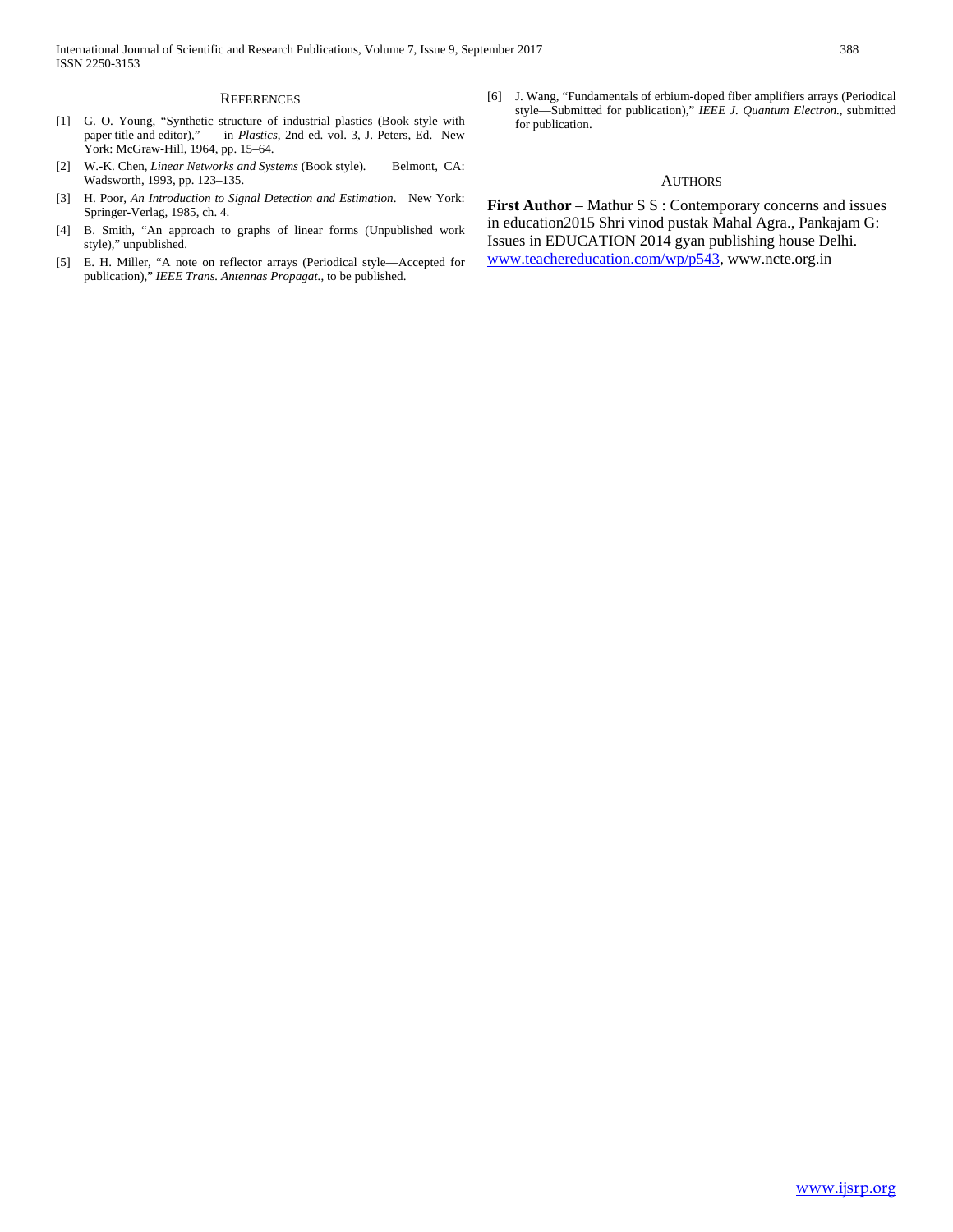## References

[1] G. O. Young, "Synthetic structure of industrial plastics (Book style with paper title and editor)," in *Plastics*, 2nd ed. vol. 3, J. Peters, Ed. New York: McGraw-Hill, 1964, pp. 15–64.

[2] W.-K. Chen, *Linear Networks and Systems* (Book style). Belmont, CA: Wadsworth, 1993, pp. 123–135.

[3] H. Poor, *An Introduction to Signal Detection and Estimation*. New York: Springer-Verlag, 1985, ch. 4.

[4] B. Smith, "An approach to graphs of linear forms (Unpublished work style)," unpublished.

[5] E. H. Miller, "A note on reflector arrays (Periodical style—Accepted for publication)," *IEEE Trans. Antennas Propagat.*, to be published.

[6] J. Wang, "Fundamentals of erbium-doped fiber amplifiers arrays (Periodical style—Submitted for publication)," *IEEE J. Quantum Electron.*, submitted for publication.

## Authors

**First Author** – Mathur S S : Contemporary concerns and issues in education2015 Shri vinod pustak Mahal Agra., Pankajam G: Issues in EDUCATION 2014 gyan publishing house Delhi. www.teachereducation.com/wp/p543, www.ncte.org.in